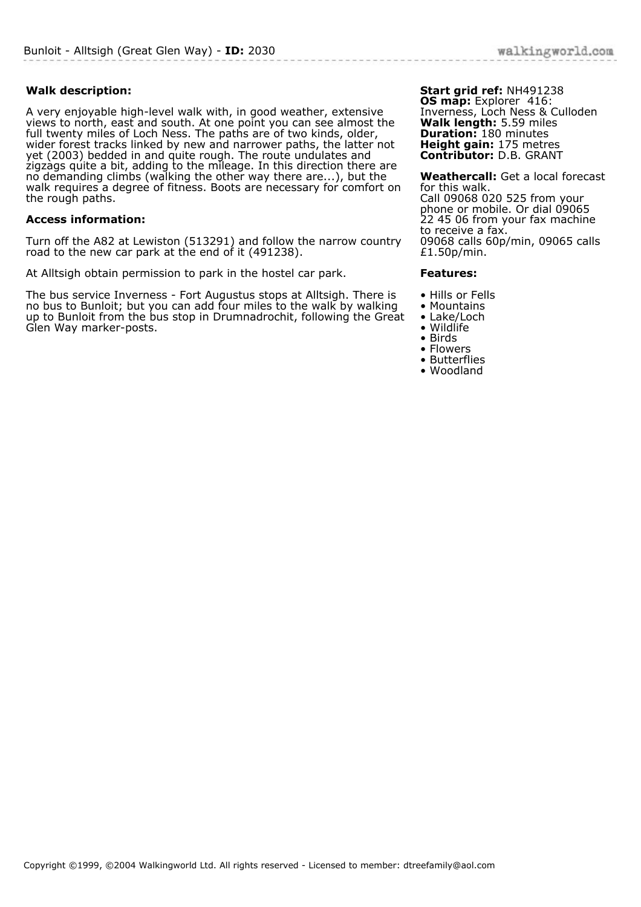# Bunloit - Alltsigh (Great Glen Way) - **ID:** 2030

### Walk description:

A very enjoyable high-level walk with, in good weather, extensive views to north, east and south. At one point you can see almost the full twenty miles of Loch Ness. The paths are of two kinds, older, wider forest tracks linked by new and narrower paths, the latter not yet (2003) bedded in and quite rough. The route undulates and zigzags quite a bit, adding to the mileage. In this direction there are no demanding climbs (walking the other way there are...), but the walk requires a degree of fitness. Boots are necessary for comfort on the rough paths.

### Access information:

Turn off the A82 at Lewiston (513291) and follow the narrow country road to the new car park at the end of it (491238).

At Alltsigh obtain permission to park in the hostel car park.

The bus service Inverness - Fort Augustus stops at Alltsigh. There is no bus to Bunloit; but you can add four miles to the walk by walking up to Bunloit from the bus stop in Drumnadrochit, following the Great Glen Way marker-posts.

**Start grid ref:** NH491238
**OS map:** Explorer 416: Inverness, Loch Ness & Culloden
**Walk length:** 5.59 miles
**Duration:** 180 minutes
**Height gain:** 175 metres
**Contributor:** D.B. GRANT

**Weathercall:** Get a local forecast for this walk.
Call 09068 020 525 from your phone or mobile. Or dial 09065 22 45 06 from your fax machine to receive a fax.
09068 calls 60p/min, 09065 calls £1.50p/min.

### Features:

- Hills or Fells
- Mountains
- Lake/Loch
- Wildlife
- Birds
- Flowers
- Butterflies
- Woodland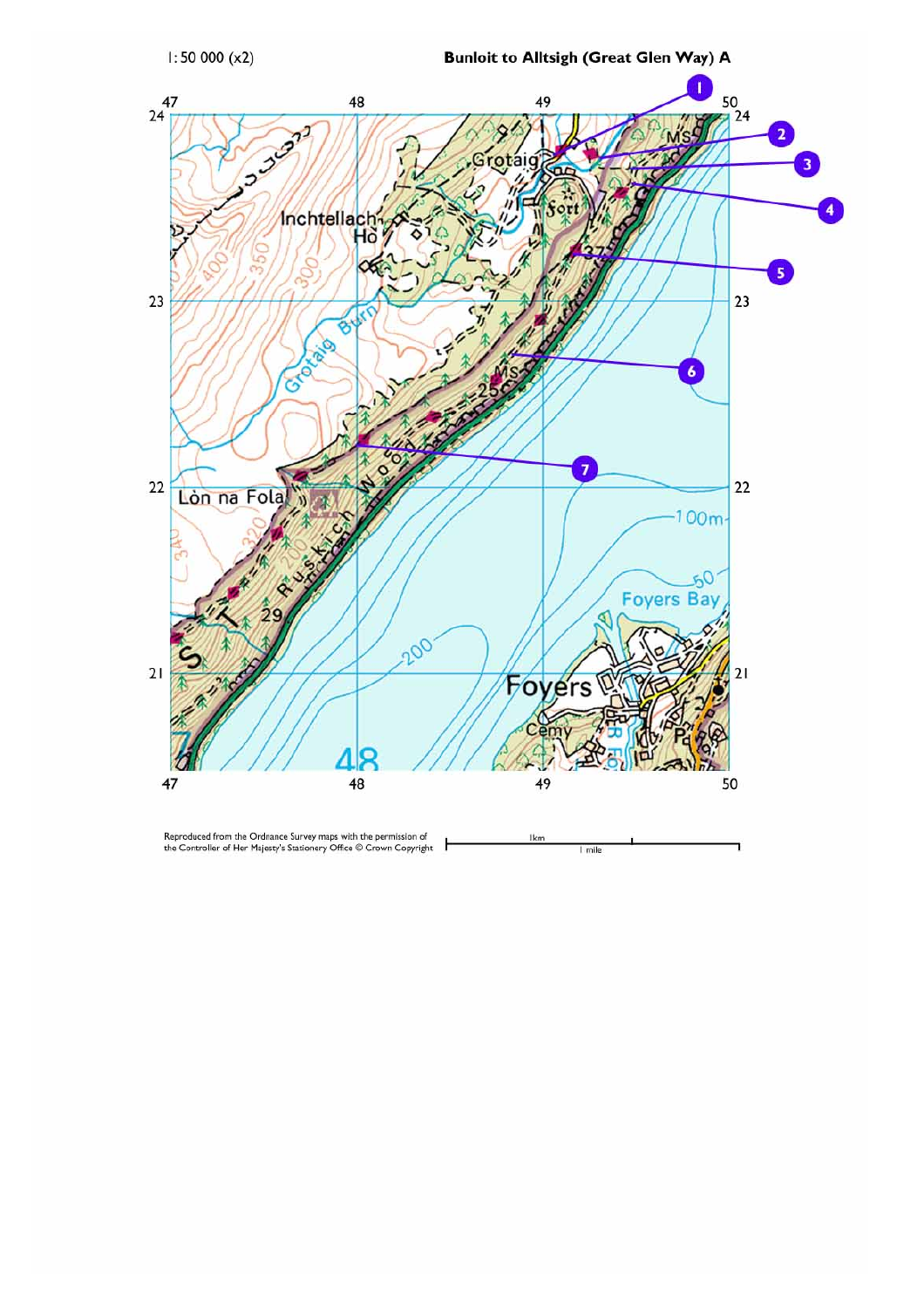1:50 000 (x2)

## Bunloit to Alltsigh (Great Glen Way) A

Reproduced from the Ordnance Survey maps with the permission of the Controller of Her Majesty's Stationery Office © Crown Copyright

1km

1 mile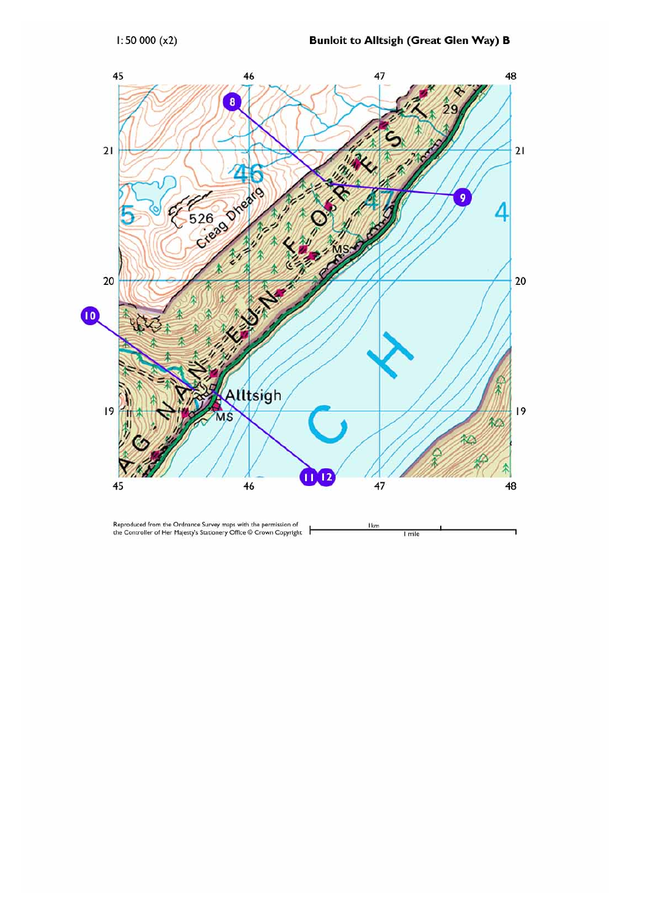1: 50 000 (x2)

**Bunloit to Alltsigh (Great Glen Way) B**

Reproduced from the Ordnance Survey maps with the permission of the Controller of Her Majesty's Stationery Office © Crown Copyright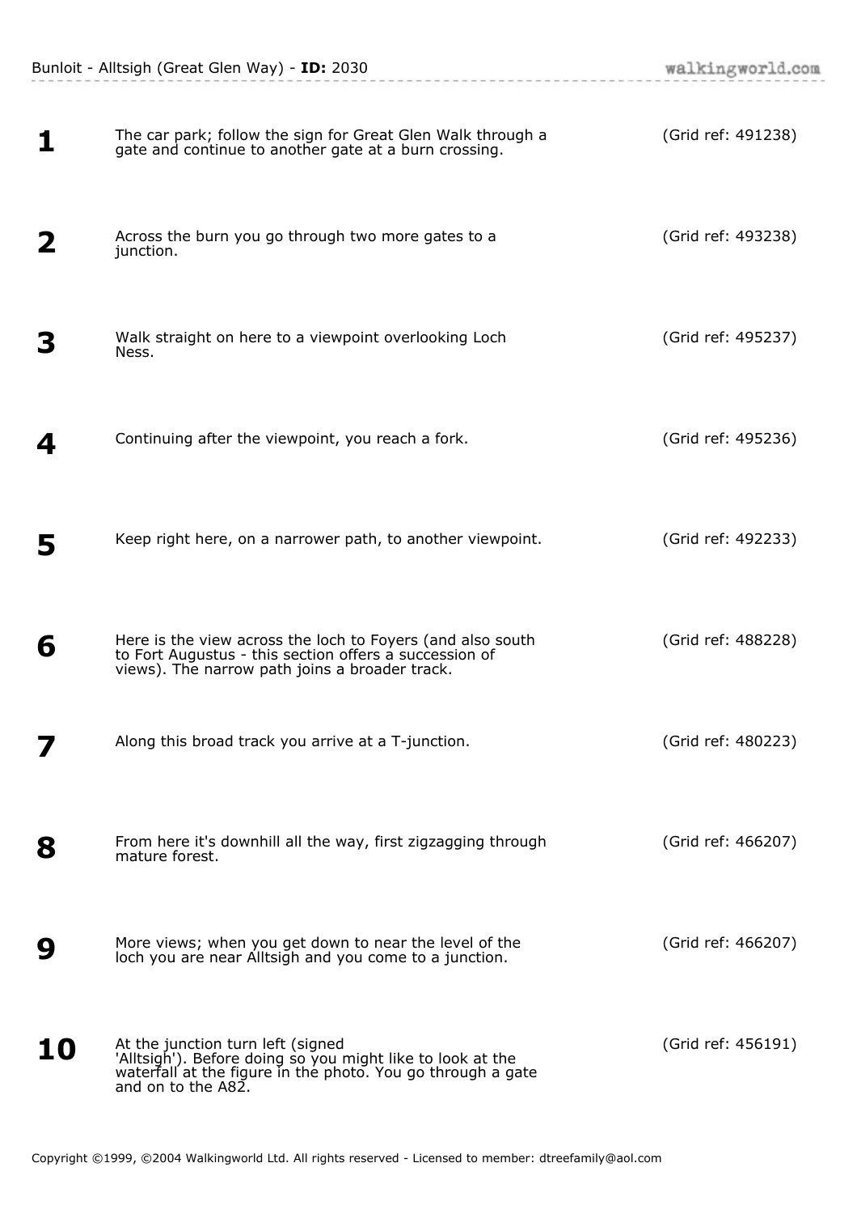| | | |
|---|---|---|
| **1** | The car park; follow the sign for Great Glen Walk through a gate and continue to another gate at a burn crossing. | (Grid ref: 491238) |
| **2** | Across the burn you go through two more gates to a junction. | (Grid ref: 493238) |
| **3** | Walk straight on here to a viewpoint overlooking Loch Ness. | (Grid ref: 495237) |
| **4** | Continuing after the viewpoint, you reach a fork. | (Grid ref: 495236) |
| **5** | Keep right here, on a narrower path, to another viewpoint. | (Grid ref: 492233) |
| **6** | Here is the view across the loch to Foyers (and also south to Fort Augustus - this section offers a succession of views). The narrow path joins a broader track. | (Grid ref: 488228) |
| **7** | Along this broad track you arrive at a T-junction. | (Grid ref: 480223) |
| **8** | From here it's downhill all the way, first zigzagging through mature forest. | (Grid ref: 466207) |
| **9** | More views; when you get down to near the level of the loch you are near Alltsigh and you come to a junction. | (Grid ref: 466207) |
| **10** | At the junction turn left (signed 'Alltsigh'). Before doing so you might like to look at the waterfall at the figure in the photo. You go through a gate and on to the A82. | (Grid ref: 456191) |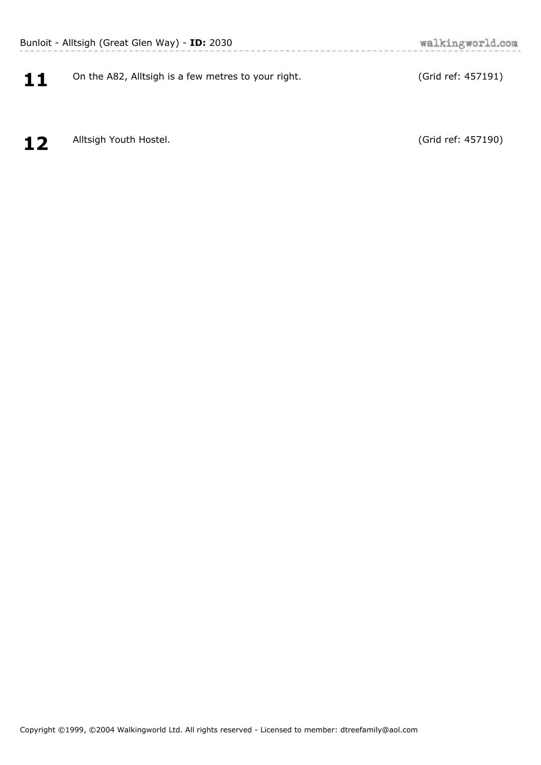**11** On the A82, Alltsigh is a few metres to your right. (Grid ref: 457191)

**12** Alltsigh Youth Hostel. (Grid ref: 457190)